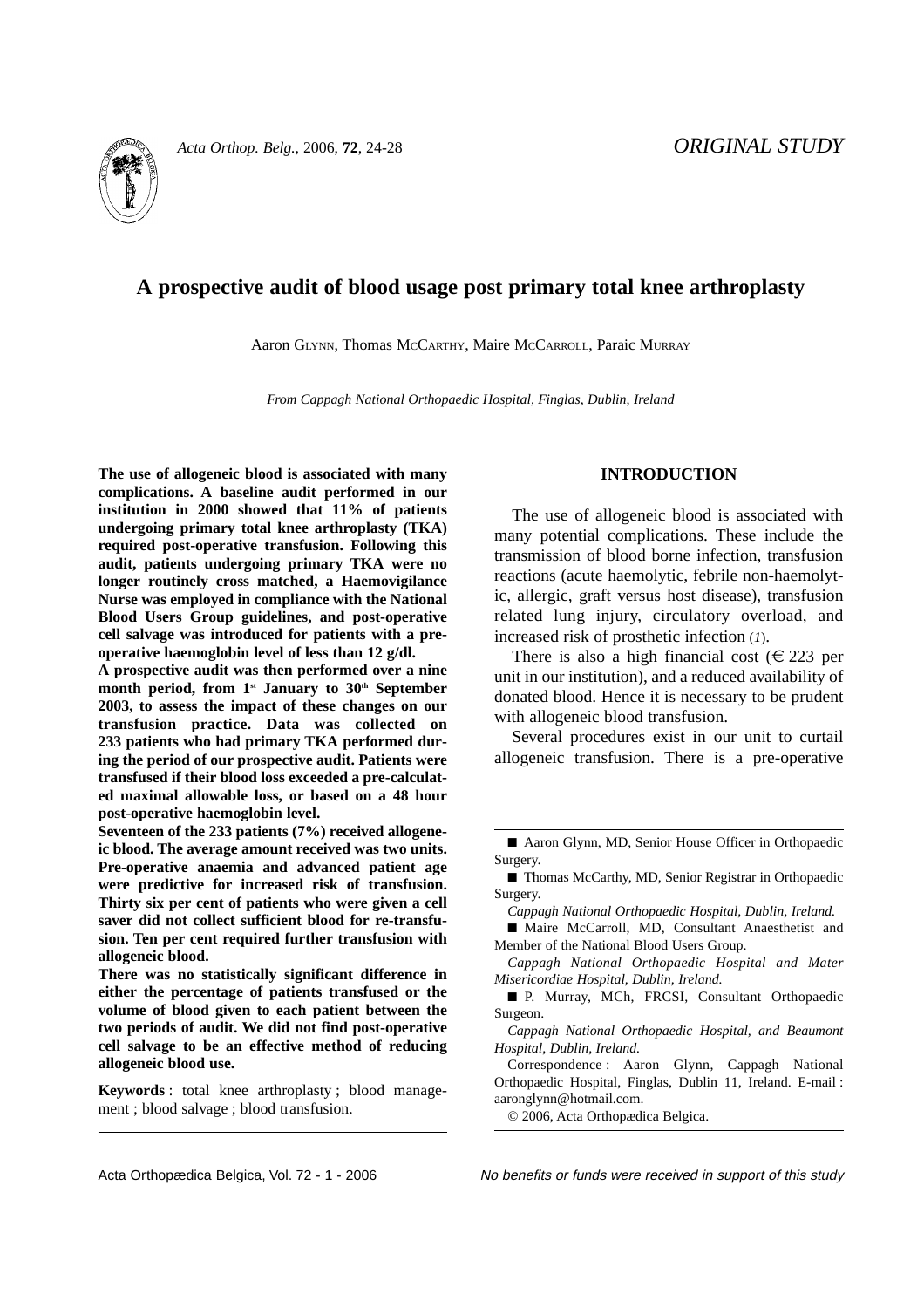*ORIGINAL STUDY*

# A prospective audit of blood usage post primary total knee arthroplasty

Aaron GLYNN, Thomas MCCARTHY, Maire MCCARROLL, Paraic MURRAY

*From Cappagh National Orthopaedic Hospital, Finglas, Dublin, Ireland*

**The use of allogeneic blood is associated with many complications. A baseline audit performed in our institution in 2000 showed that 11% of patients undergoing primary total knee arthroplasty (TKA) required post-operative transfusion. Following this audit, patients undergoing primary TKA were no longer routinely cross matched, a Haemovigilance Nurse was employed in compliance with the National Blood Users Group guidelines, and post-operative cell salvage was introduced for patients with a pre-operative haemoglobin level of less than 12 g/dl.**

**A prospective audit was then performed over a nine month period, from 1st January to 30th September 2003, to assess the impact of these changes on our transfusion practice. Data was collected on 233 patients who had primary TKA performed during the period of our prospective audit. Patients were transfused if their blood loss exceeded a pre-calculated maximal allowable loss, or based on a 48 hour post-operative haemoglobin level.**

**Seventeen of the 233 patients (7%) received allogeneic blood. The average amount received was two units. Pre-operative anaemia and advanced patient age were predictive for increased risk of transfusion. Thirty six per cent of patients who were given a cell saver did not collect sufficient blood for re-transfusion. Ten per cent required further transfusion with allogeneic blood.**

**There was no statistically significant difference in either the percentage of patients transfused or the volume of blood given to each patient between the two periods of audit. We did not find post-operative cell salvage to be an effective method of reducing allogeneic blood use.**

**Keywords** : total knee arthroplasty ; blood management ; blood salvage ; blood transfusion.

## INTRODUCTION

The use of allogeneic blood is associated with many potential complications. These include the transmission of blood borne infection, transfusion reactions (acute haemolytic, febrile non-haemolytic, allergic, graft versus host disease), transfusion related lung injury, circulatory overload, and increased risk of prosthetic infection (*1*).

There is also a high financial cost (€ 223 per unit in our institution), and a reduced availability of donated blood. Hence it is necessary to be prudent with allogeneic blood transfusion.

Several procedures exist in our unit to curtail allogeneic transfusion. There is a pre-operative

---

■ Aaron Glynn, MD, Senior House Officer in Orthopaedic Surgery.

■ Thomas McCarthy, MD, Senior Registrar in Orthopaedic Surgery.

*Cappagh National Orthopaedic Hospital, Dublin, Ireland.*

■ Maire McCarroll, MD, Consultant Anaesthetist and Member of the National Blood Users Group.

*Cappagh National Orthopaedic Hospital and Mater Misericordiae Hospital, Dublin, Ireland.*

■ P. Murray, MCh, FRCSI, Consultant Orthopaedic Surgeon.

*Cappagh National Orthopaedic Hospital, and Beaumont Hospital, Dublin, Ireland.*

Correspondence : Aaron Glynn, Cappagh National Orthopaedic Hospital, Finglas, Dublin 11, Ireland. E-mail : aaronglynn@hotmail.com.

© 2006, Acta Orthopædica Belgica.

*No benefits or funds were received in support of this study*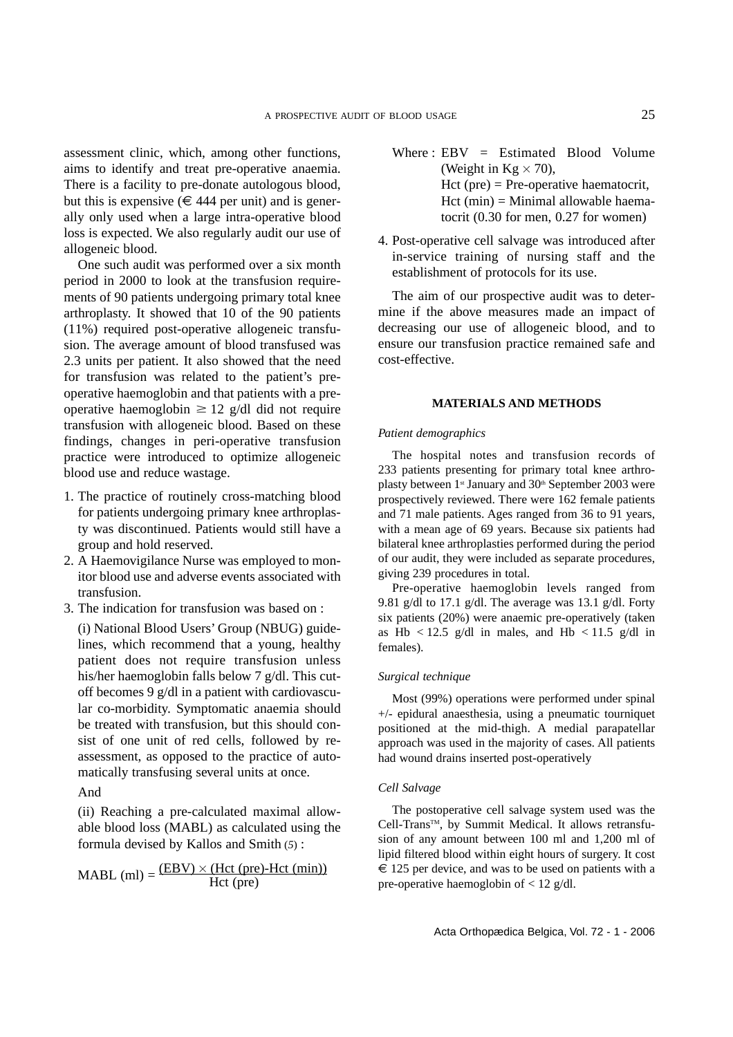assessment clinic, which, among other functions, aims to identify and treat pre-operative anaemia. There is a facility to pre-donate autologous blood, but this is expensive (€ 444 per unit) and is generally only used when a large intra-operative blood loss is expected. We also regularly audit our use of allogeneic blood.

One such audit was performed over a six month period in 2000 to look at the transfusion requirements of 90 patients undergoing primary total knee arthroplasty. It showed that 10 of the 90 patients (11%) required post-operative allogeneic transfusion. The average amount of blood transfused was 2.3 units per patient. It also showed that the need for transfusion was related to the patient's pre-operative haemoglobin and that patients with a pre-operative haemoglobin $\geq 12$ g/dl did not require transfusion with allogeneic blood. Based on these findings, changes in peri-operative transfusion practice were introduced to optimize allogeneic blood use and reduce wastage.

1. The practice of routinely cross-matching blood for patients undergoing primary knee arthroplasty was discontinued. Patients would still have a group and hold reserved.
2. A Haemovigilance Nurse was employed to monitor blood use and adverse events associated with transfusion.
3. The indication for transfusion was based on :

   (i) National Blood Users' Group (NBUG) guidelines, which recommend that a young, healthy patient does not require transfusion unless his/her haemoglobin falls below 7 g/dl. This cut-off becomes 9 g/dl in a patient with cardiovascular co-morbidity. Symptomatic anaemia should be treated with transfusion, but this should consist of one unit of red cells, followed by re-assessment, as opposed to the practice of automatically transfusing several units at once.

   And

   (ii) Reaching a pre-calculated maximal allowable blood loss (MABL) as calculated using the formula devised by Kallos and Smith (*5*) :

   $$\text{MABL (ml)} = \frac{(\text{EBV}) \times (\text{Hct (pre)} - \text{Hct (min)})}{\text{Hct (pre)}}$$

   Where : EBV = Estimated Blood Volume (Weight in Kg $\times$ 70),
   Hct (pre) = Pre-operative haematocrit,
   Hct (min) = Minimal allowable haematocrit (0.30 for men, 0.27 for women)

4. Post-operative cell salvage was introduced after in-service training of nursing staff and the establishment of protocols for its use.

The aim of our prospective audit was to determine if the above measures made an impact of decreasing our use of allogeneic blood, and to ensure our transfusion practice remained safe and cost-effective.

## MATERIALS AND METHODS

### *Patient demographics*

The hospital notes and transfusion records of 233 patients presenting for primary total knee arthroplasty between 1st January and 30th September 2003 were prospectively reviewed. There were 162 female patients and 71 male patients. Ages ranged from 36 to 91 years, with a mean age of 69 years. Because six patients had bilateral knee arthroplasties performed during the period of our audit, they were included as separate procedures, giving 239 procedures in total.

Pre-operative haemoglobin levels ranged from 9.81 g/dl to 17.1 g/dl. The average was 13.1 g/dl. Forty six patients (20%) were anaemic pre-operatively (taken as Hb $< 12.5$ g/dl in males, and Hb $< 11.5$ g/dl in females).

### *Surgical technique*

Most (99%) operations were performed under spinal +/- epidural anaesthesia, using a pneumatic tourniquet positioned at the mid-thigh. A medial parapatellar approach was used in the majority of cases. All patients had wound drains inserted post-operatively

### *Cell Salvage*

The postoperative cell salvage system used was the Cell-Trans™, by Summit Medical. It allows retransfusion of any amount between 100 ml and 1,200 ml of lipid filtered blood within eight hours of surgery. It cost € 125 per device, and was to be used on patients with a pre-operative haemoglobin of $< 12$ g/dl.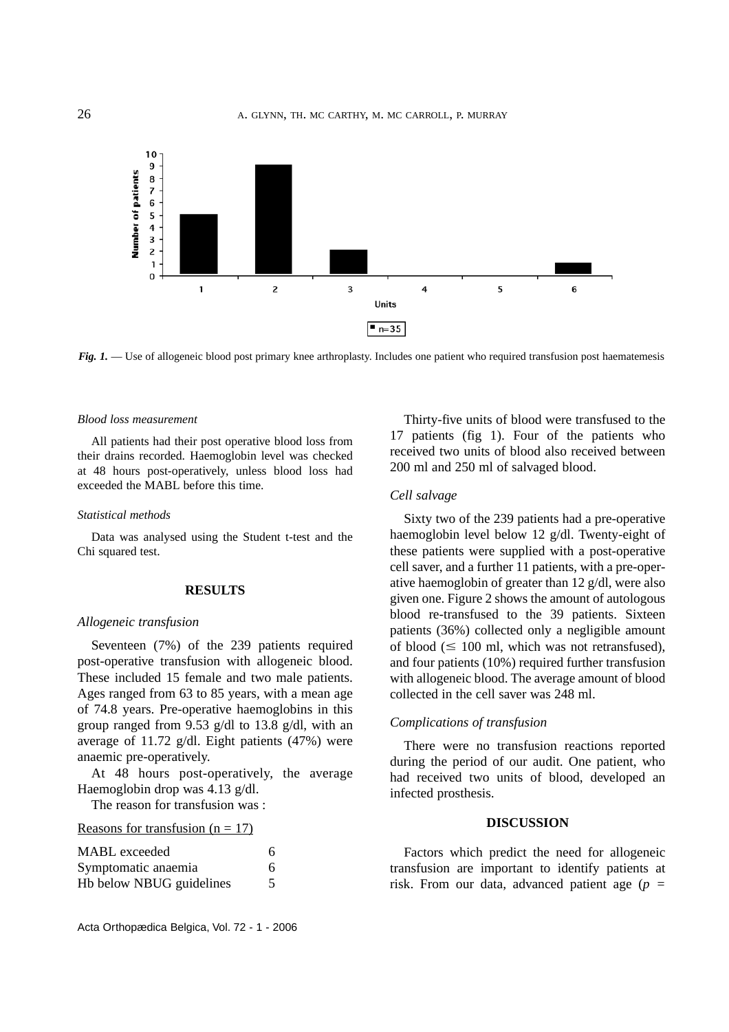*Fig. 1.* — Use of allogeneic blood post primary knee arthroplasty. Includes one patient who required transfusion post haematemesis

*Blood loss measurement*

All patients had their post operative blood loss from their drains recorded. Haemoglobin level was checked at 48 hours post-operatively, unless blood loss had exceeded the MABL before this time.

*Statistical methods*

Data was analysed using the Student t-test and the Chi squared test.

## RESULTS

*Allogeneic transfusion*

Seventeen (7%) of the 239 patients required post-operative transfusion with allogeneic blood. These included 15 female and two male patients. Ages ranged from 63 to 85 years, with a mean age of 74.8 years. Pre-operative haemoglobins in this group ranged from 9.53 g/dl to 13.8 g/dl, with an average of 11.72 g/dl. Eight patients (47%) were anaemic pre-operatively.

At 48 hours post-operatively, the average Haemoglobin drop was 4.13 g/dl.

The reason for transfusion was :

Reasons for transfusion (n = 17)

| | |
|---|---|
| MABL exceeded | 6 |
| Symptomatic anaemia | 6 |
| Hb below NBUG guidelines | 5 |

Thirty-five units of blood were transfused to the 17 patients (fig 1). Four of the patients who received two units of blood also received between 200 ml and 250 ml of salvaged blood.

*Cell salvage*

Sixty two of the 239 patients had a pre-operative haemoglobin level below 12 g/dl. Twenty-eight of these patients were supplied with a post-operative cell saver, and a further 11 patients, with a pre-operative haemoglobin of greater than 12 g/dl, were also given one. Figure 2 shows the amount of autologous blood re-transfused to the 39 patients. Sixteen patients (36%) collected only a negligible amount of blood ($\leq$ 100 ml, which was not retransfused), and four patients (10%) required further transfusion with allogeneic blood. The average amount of blood collected in the cell saver was 248 ml.

*Complications of transfusion*

There were no transfusion reactions reported during the period of our audit. One patient, who had received two units of blood, developed an infected prosthesis.

## DISCUSSION

Factors which predict the need for allogeneic transfusion are important to identify patients at risk. From our data, advanced patient age ($p$ =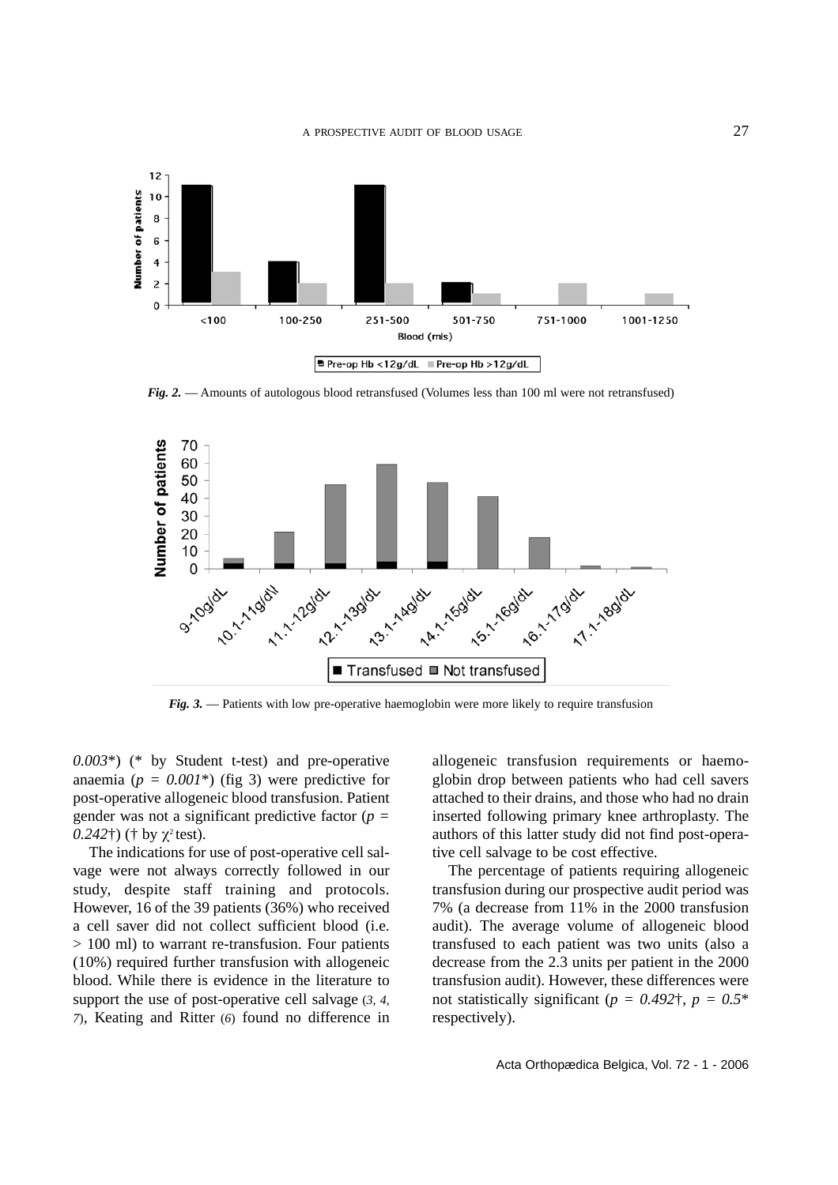*Fig. 2.* — Amounts of autologous blood retransfused (Volumes less than 100 ml were not retransfused)

*Fig. 3.* — Patients with low pre-operative haemoglobin were more likely to require transfusion

*0.003*\*) (\* by Student t-test) and pre-operative anaemia ($p = 0.001$\*) (fig 3) were predictive for post-operative allogeneic blood transfusion. Patient gender was not a significant predictive factor ($p = 0.242$†) († by $\chi^2$ test).

The indications for use of post-operative cell salvage were not always correctly followed in our study, despite staff training and protocols. However, 16 of the 39 patients (36%) who received a cell saver did not collect sufficient blood (i.e. > 100 ml) to warrant re-transfusion. Four patients (10%) required further transfusion with allogeneic blood. While there is evidence in the literature to support the use of post-operative cell salvage (*3, 4, 7*), Keating and Ritter (*6*) found no difference in allogeneic transfusion requirements or haemoglobin drop between patients who had cell savers attached to their drains, and those who had no drain inserted following primary knee arthroplasty. The authors of this latter study did not find post-operative cell salvage to be cost effective.

The percentage of patients requiring allogeneic transfusion during our prospective audit period was 7% (a decrease from 11% in the 2000 transfusion audit). The average volume of allogeneic blood transfused to each patient was two units (also a decrease from the 2.3 units per patient in the 2000 transfusion audit). However, these differences were not statistically significant ($p = 0.492$†, $p = 0.5$\* respectively).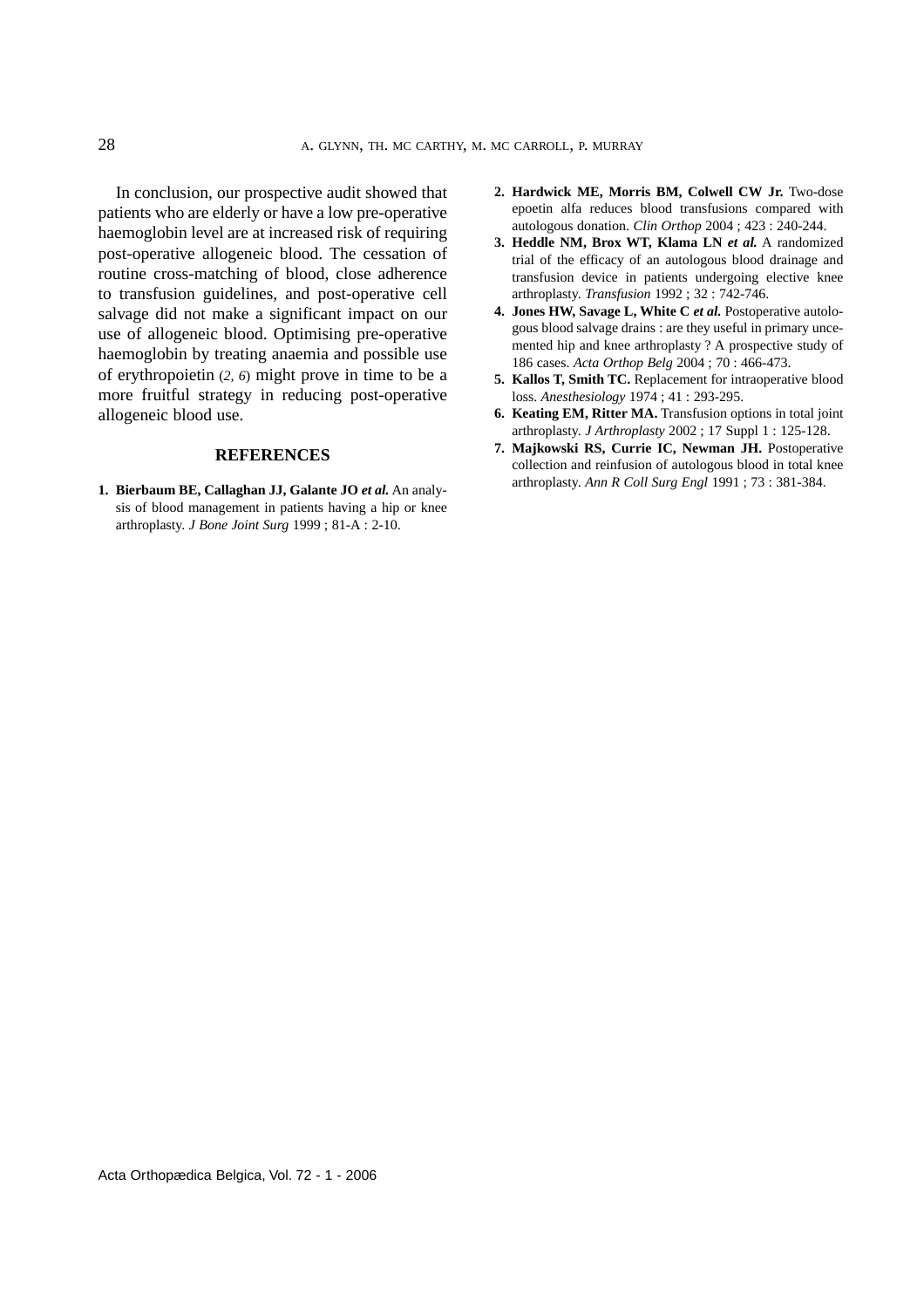In conclusion, our prospective audit showed that patients who are elderly or have a low pre-operative haemoglobin level are at increased risk of requiring post-operative allogeneic blood. The cessation of routine cross-matching of blood, close adherence to transfusion guidelines, and post-operative cell salvage did not make a significant impact on our use of allogeneic blood. Optimising pre-operative haemoglobin by treating anaemia and possible use of erythropoietin (*2, 6*) might prove in time to be a more fruitful strategy in reducing post-operative allogeneic blood use.

## REFERENCES

1. **Bierbaum BE, Callaghan JJ, Galante JO *et al.*** An analysis of blood management in patients having a hip or knee arthroplasty. *J Bone Joint Surg* 1999 ; 81-A : 2-10.
2. **Hardwick ME, Morris BM, Colwell CW Jr.** Two-dose epoetin alfa reduces blood transfusions compared with autologous donation. *Clin Orthop* 2004 ; 423 : 240-244.
3. **Heddle NM, Brox WT, Klama LN *et al.*** A randomized trial of the efficacy of an autologous blood drainage and transfusion device in patients undergoing elective knee arthroplasty. *Transfusion* 1992 ; 32 : 742-746.
4. **Jones HW, Savage L, White C *et al.*** Postoperative autologous blood salvage drains : are they useful in primary uncemented hip and knee arthroplasty ? A prospective study of 186 cases. *Acta Orthop Belg* 2004 ; 70 : 466-473.
5. **Kallos T, Smith TC.** Replacement for intraoperative blood loss. *Anesthesiology* 1974 ; 41 : 293-295.
6. **Keating EM, Ritter MA.** Transfusion options in total joint arthroplasty. *J Arthroplasty* 2002 ; 17 Suppl 1 : 125-128.
7. **Majkowski RS, Currie IC, Newman JH.** Postoperative collection and reinfusion of autologous blood in total knee arthroplasty. *Ann R Coll Surg Engl* 1991 ; 73 : 381-384.